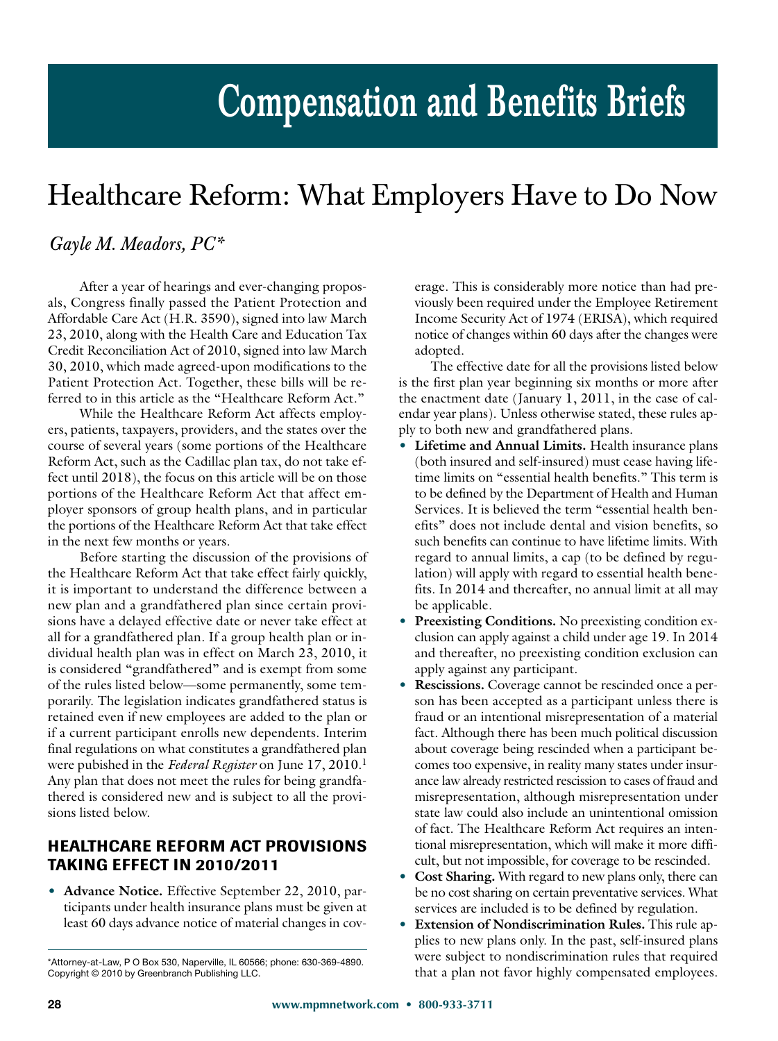# Compensation and Benefits Briefs

## Healthcare Reform: What Employers Have to Do Now

*Gayle M. Meadors, PC**

After a year of hearings and ever-changing proposals, Congress finally passed the Patient Protection and Affordable Care Act (H.R. 3590), signed into law March 23, 2010, along with the Health Care and Education Tax Credit Reconciliation Act of 2010, signed into law March 30, 2010, which made agreed-upon modifications to the Patient Protection Act. Together, these bills will be referred to in this article as the "Healthcare Reform Act."

While the Healthcare Reform Act affects employers, patients, taxpayers, providers, and the states over the course of several years (some portions of the Healthcare Reform Act, such as the Cadillac plan tax, do not take effect until 2018), the focus on this article will be on those portions of the Healthcare Reform Act that affect employer sponsors of group health plans, and in particular the portions of the Healthcare Reform Act that take effect in the next few months or years.

Before starting the discussion of the provisions of the Healthcare Reform Act that take effect fairly quickly, it is important to understand the difference between a new plan and a grandfathered plan since certain provisions have a delayed effective date or never take effect at all for a grandfathered plan. If a group health plan or individual health plan was in effect on March 23, 2010, it is considered "grandfathered" and is exempt from some of the rules listed below—some permanently, some temporarily. The legislation indicates grandfathered status is retained even if new employees are added to the plan or if a current participant enrolls new dependents. Interim final regulations on what constitutes a grandfathered plan were pubished in the *Federal Register* on June 17, 2010.[1] Any plan that does not meet the rules for being grandfathered is considered new and is subject to all the provisions listed below.

### HEALTHCARE REFORM ACT PROVISIONS TAKING EFFECT IN 2010/2011

- **Advance Notice.** Effective September 22, 2010, participants under health insurance plans must be given at least 60 days advance notice of material changes in coverage. This is considerably more notice than had previously been required under the Employee Retirement Income Security Act of 1974 (ERISA), which required notice of changes within 60 days after the changes were adopted.

The effective date for all the provisions listed below is the first plan year beginning six months or more after the enactment date (January 1, 2011, in the case of calendar year plans). Unless otherwise stated, these rules apply to both new and grandfathered plans.

- **Lifetime and Annual Limits.** Health insurance plans (both insured and self-insured) must cease having lifetime limits on "essential health benefits." This term is to be defined by the Department of Health and Human Services. It is believed the term "essential health benefits" does not include dental and vision benefits, so such benefits can continue to have lifetime limits. With regard to annual limits, a cap (to be defined by regulation) will apply with regard to essential health benefits. In 2014 and thereafter, no annual limit at all may be applicable.
- **Preexisting Conditions.** No preexisting condition exclusion can apply against a child under age 19. In 2014 and thereafter, no preexisting condition exclusion can apply against any participant.
- **Rescissions.** Coverage cannot be rescinded once a person has been accepted as a participant unless there is fraud or an intentional misrepresentation of a material fact. Although there has been much political discussion about coverage being rescinded when a participant becomes too expensive, in reality many states under insurance law already restricted rescission to cases of fraud and misrepresentation, although misrepresentation under state law could also include an unintentional omission of fact. The Healthcare Reform Act requires an intentional misrepresentation, which will make it more difficult, but not impossible, for coverage to be rescinded.
- **Cost Sharing.** With regard to new plans only, there can be no cost sharing on certain preventative services. What services are included is to be defined by regulation.
- **Extension of Nondiscrimination Rules.** This rule applies to new plans only. In the past, self-insured plans were subject to nondiscrimination rules that required that a plan not favor highly compensated employees.

---

*Attorney-at-Law, P O Box 530, Naperville, IL 60566; phone: 630-369-4890. Copyright © 2010 by Greenbranch Publishing LLC.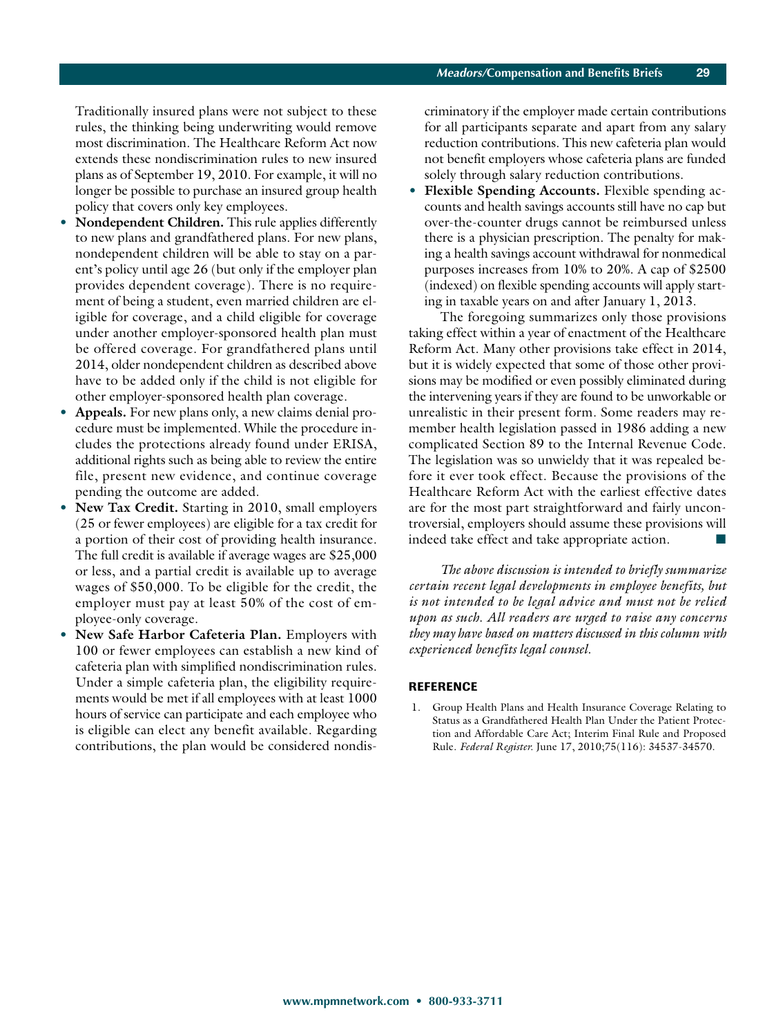Traditionally insured plans were not subject to these rules, the thinking being underwriting would remove most discrimination. The Healthcare Reform Act now extends these nondiscrimination rules to new insured plans as of September 19, 2010. For example, it will no longer be possible to purchase an insured group health policy that covers only key employees.

- **Nondependent Children.** This rule applies differently to new plans and grandfathered plans. For new plans, nondependent children will be able to stay on a parent's policy until age 26 (but only if the employer plan provides dependent coverage). There is no requirement of being a student, even married children are eligible for coverage, and a child eligible for coverage under another employer-sponsored health plan must be offered coverage. For grandfathered plans until 2014, older nondependent children as described above have to be added only if the child is not eligible for other employer-sponsored health plan coverage.
- **Appeals.** For new plans only, a new claims denial procedure must be implemented. While the procedure includes the protections already found under ERISA, additional rights such as being able to review the entire file, present new evidence, and continue coverage pending the outcome are added.
- **New Tax Credit.** Starting in 2010, small employers (25 or fewer employees) are eligible for a tax credit for a portion of their cost of providing health insurance. The full credit is available if average wages are $25,000 or less, and a partial credit is available up to average wages of $50,000. To be eligible for the credit, the employer must pay at least 50% of the cost of employee-only coverage.
- **New Safe Harbor Cafeteria Plan.** Employers with 100 or fewer employees can establish a new kind of cafeteria plan with simplified nondiscrimination rules. Under a simple cafeteria plan, the eligibility requirements would be met if all employees with at least 1000 hours of service can participate and each employee who is eligible can elect any benefit available. Regarding contributions, the plan would be considered nondiscriminatory if the employer made certain contributions for all participants separate and apart from any salary reduction contributions. This new cafeteria plan would not benefit employers whose cafeteria plans are funded solely through salary reduction contributions.
- **Flexible Spending Accounts.** Flexible spending accounts and health savings accounts still have no cap but over-the-counter drugs cannot be reimbursed unless there is a physician prescription. The penalty for making a health savings account withdrawal for nonmedical purposes increases from 10% to 20%. A cap of $2500 (indexed) on flexible spending accounts will apply starting in taxable years on and after January 1, 2013.

The foregoing summarizes only those provisions taking effect within a year of enactment of the Healthcare Reform Act. Many other provisions take effect in 2014, but it is widely expected that some of those other provisions may be modified or even possibly eliminated during the intervening years if they are found to be unworkable or unrealistic in their present form. Some readers may remember health legislation passed in 1986 adding a new complicated Section 89 to the Internal Revenue Code. The legislation was so unwieldy that it was repealed before it ever took effect. Because the provisions of the Healthcare Reform Act with the earliest effective dates are for the most part straightforward and fairly uncontroversial, employers should assume these provisions will indeed take effect and take appropriate action. ■

*The above discussion is intended to briefly summarize certain recent legal developments in employee benefits, but is not intended to be legal advice and must not be relied upon as such. All readers are urged to raise any concerns they may have based on matters discussed in this column with experienced benefits legal counsel.*

## REFERENCE

1. Group Health Plans and Health Insurance Coverage Relating to Status as a Grandfathered Health Plan Under the Patient Protection and Affordable Care Act; Interim Final Rule and Proposed Rule. *Federal Register.* June 17, 2010;75(116): 34537-34570.